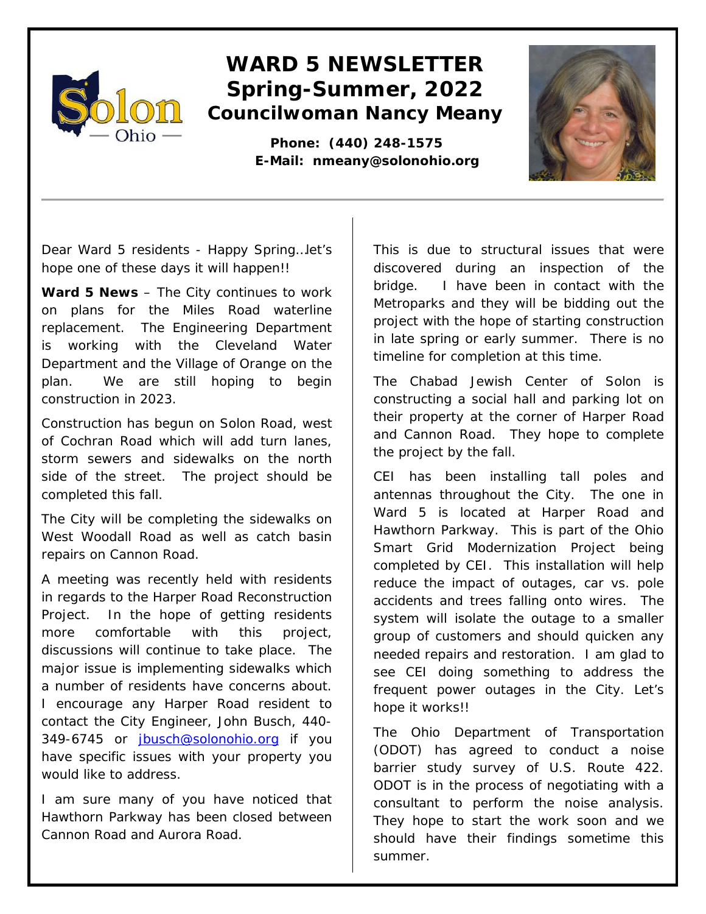# WARD 5 NEWSLETTER
## Spring-Summer, 2022
### Councilwoman Nancy Meany

**Phone: (440) 248-1575**
**E-Mail: nmeany@solonohio.org**

---

Dear Ward 5 residents - Happy Spring…let's hope one of these days it will happen!!

**Ward 5 News** – The City continues to work on plans for the Miles Road waterline replacement. The Engineering Department is working with the Cleveland Water Department and the Village of Orange on the plan. We are still hoping to begin construction in 2023.

Construction has begun on Solon Road, west of Cochran Road which will add turn lanes, storm sewers and sidewalks on the north side of the street. The project should be completed this fall.

The City will be completing the sidewalks on West Woodall Road as well as catch basin repairs on Cannon Road.

A meeting was recently held with residents in regards to the Harper Road Reconstruction Project. In the hope of getting residents more comfortable with this project, discussions will continue to take place. The major issue is implementing sidewalks which a number of residents have concerns about. I encourage any Harper Road resident to contact the City Engineer, John Busch, 440-349-6745 or jbusch@solonohio.org if you have specific issues with your property you would like to address.

I am sure many of you have noticed that Hawthorn Parkway has been closed between Cannon Road and Aurora Road. This is due to structural issues that were discovered during an inspection of the bridge. I have been in contact with the Metroparks and they will be bidding out the project with the hope of starting construction in late spring or early summer. There is no timeline for completion at this time.

The Chabad Jewish Center of Solon is constructing a social hall and parking lot on their property at the corner of Harper Road and Cannon Road. They hope to complete the project by the fall.

CEI has been installing tall poles and antennas throughout the City. The one in Ward 5 is located at Harper Road and Hawthorn Parkway. This is part of the Ohio Smart Grid Modernization Project being completed by CEI. This installation will help reduce the impact of outages, car vs. pole accidents and trees falling onto wires. The system will isolate the outage to a smaller group of customers and should quicken any needed repairs and restoration. I am glad to see CEI doing something to address the frequent power outages in the City. Let's hope it works!!

The Ohio Department of Transportation (ODOT) has agreed to conduct a noise barrier study survey of U.S. Route 422. ODOT is in the process of negotiating with a consultant to perform the noise analysis. They hope to start the work soon and we should have their findings sometime this summer.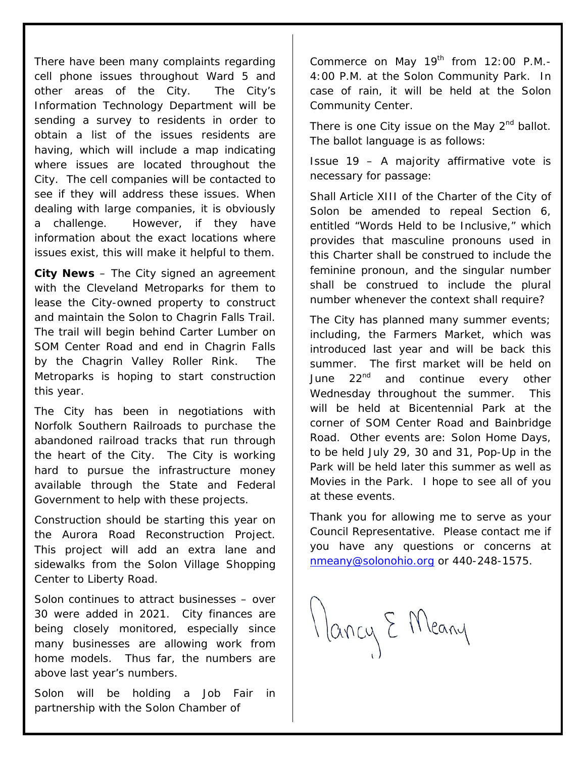There have been many complaints regarding cell phone issues throughout Ward 5 and other areas of the City. The City's Information Technology Department will be sending a survey to residents in order to obtain a list of the issues residents are having, which will include a map indicating where issues are located throughout the City. The cell companies will be contacted to see if they will address these issues. When dealing with large companies, it is obviously a challenge. However, if they have information about the exact locations where issues exist, this will make it helpful to them.

**City News** – The City signed an agreement with the Cleveland Metroparks for them to lease the City-owned property to construct and maintain the Solon to Chagrin Falls Trail. The trail will begin behind Carter Lumber on SOM Center Road and end in Chagrin Falls by the Chagrin Valley Roller Rink. The Metroparks is hoping to start construction this year.

The City has been in negotiations with Norfolk Southern Railroads to purchase the abandoned railroad tracks that run through the heart of the City. The City is working hard to pursue the infrastructure money available through the State and Federal Government to help with these projects.

Construction should be starting this year on the Aurora Road Reconstruction Project. This project will add an extra lane and sidewalks from the Solon Village Shopping Center to Liberty Road.

Solon continues to attract businesses – over 30 were added in 2021. City finances are being closely monitored, especially since many businesses are allowing work from home models. Thus far, the numbers are above last year's numbers.

Solon will be holding a Job Fair in partnership with the Solon Chamber of Commerce on May 19th from 12:00 P.M.-4:00 P.M. at the Solon Community Park. In case of rain, it will be held at the Solon Community Center.

There is one City issue on the May 2nd ballot. The ballot language is as follows:

Issue 19 – A majority affirmative vote is necessary for passage:

Shall Article XIII of the Charter of the City of Solon be amended to repeal Section 6, entitled "Words Held to be Inclusive," which provides that masculine pronouns used in this Charter shall be construed to include the feminine pronoun, and the singular number shall be construed to include the plural number whenever the context shall require?

The City has planned many summer events; including, the Farmers Market, which was introduced last year and will be back this summer. The first market will be held on June 22nd and continue every other Wednesday throughout the summer. This will be held at Bicentennial Park at the corner of SOM Center Road and Bainbridge Road. Other events are: Solon Home Days, to be held July 29, 30 and 31, Pop-Up in the Park will be held later this summer as well as Movies in the Park. I hope to see all of you at these events.

Thank you for allowing me to serve as your Council Representative. Please contact me if you have any questions or concerns at nmeany@solonohio.org or 440-248-1575.

Nancy E Meany